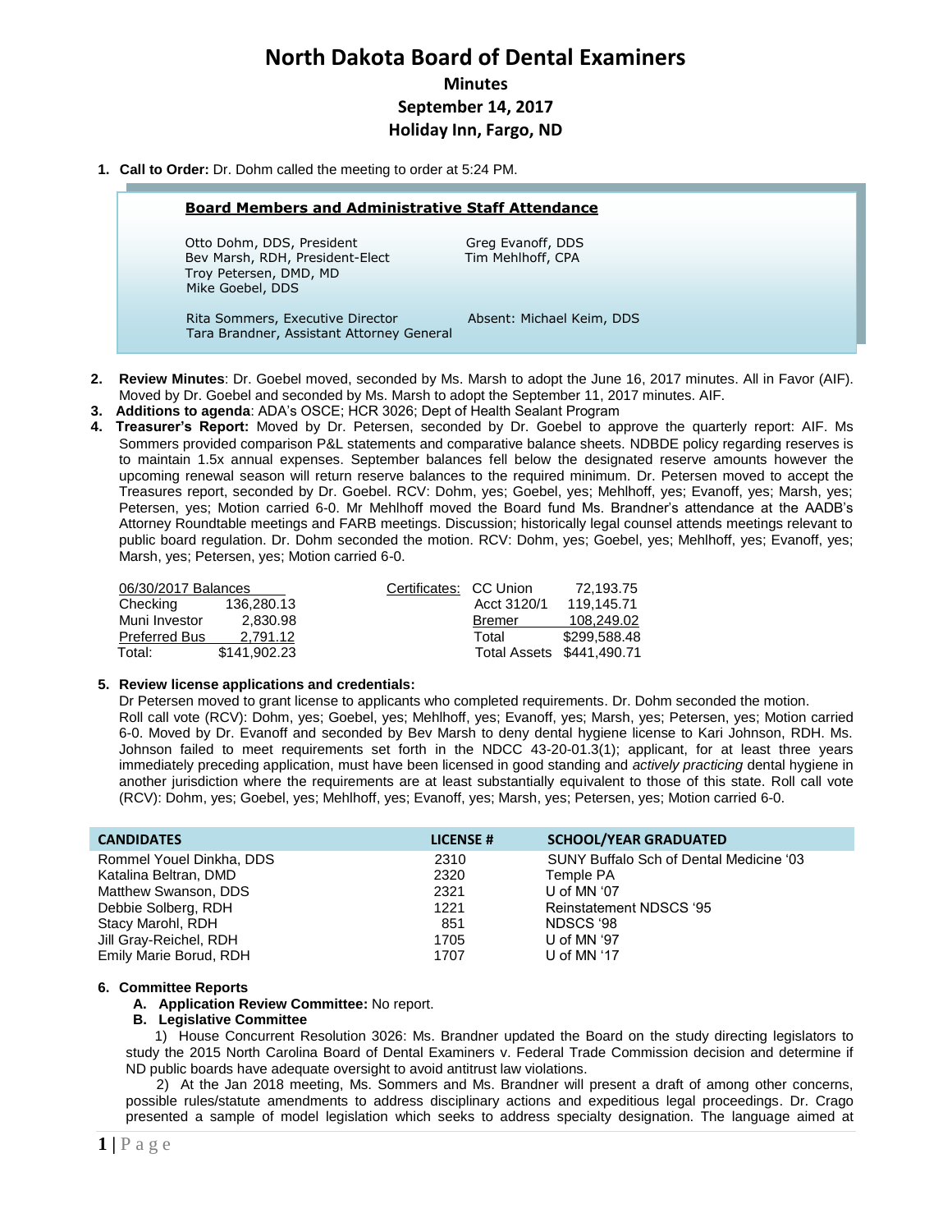# North Dakota Board of Dental Examiners

## Minutes
## September 14, 2017
## Holiday Inn, Fargo, ND

1. **Call to Order:** Dr. Dohm called the meeting to order at 5:24 PM.

**Board Members and Administrative Staff Attendance**

Otto Dohm, DDS, President
Bev Marsh, RDH, President-Elect
Troy Petersen, DMD, MD
Mike Goebel, DDS
Greg Evanoff, DDS
Tim Mehlhoff, CPA

Rita Sommers, Executive Director
Tara Brandner, Assistant Attorney General
Absent: Michael Keim, DDS

2. **Review Minutes**: Dr. Goebel moved, seconded by Ms. Marsh to adopt the June 16, 2017 minutes. All in Favor (AIF). Moved by Dr. Goebel and seconded by Ms. Marsh to adopt the September 11, 2017 minutes. AIF.
3. **Additions to agenda**: ADA's OSCE; HCR 3026; Dept of Health Sealant Program
4. **Treasurer's Report:** Moved by Dr. Petersen, seconded by Dr. Goebel to approve the quarterly report: AIF. Ms Sommers provided comparison P&L statements and comparative balance sheets. NDBDE policy regarding reserves is to maintain 1.5x annual expenses. September balances fell below the designated reserve amounts however the upcoming renewal season will return reserve balances to the required minimum. Dr. Petersen moved to accept the Treasures report, seconded by Dr. Goebel. RCV: Dohm, yes; Goebel, yes; Mehlhoff, yes; Evanoff, yes; Marsh, yes; Petersen, yes; Motion carried 6-0. Mr Mehlhoff moved the Board fund Ms. Brandner's attendance at the AADB's Attorney Roundtable meetings and FARB meetings. Discussion; historically legal counsel attends meetings relevant to public board regulation. Dr. Dohm seconded the motion. RCV: Dohm, yes; Goebel, yes; Mehlhoff, yes; Evanoff, yes; Marsh, yes; Petersen, yes; Motion carried 6-0.

| 06/30/2017 Balances | | Certificates: | CC Union | 72,193.75 |
|---|---|---|---|---|
| Checking | 136,280.13 | | Acct 3120/1 | 119,145.71 |
| Muni Investor | 2,830.98 | | Bremer | 108,249.02 |
| Preferred Bus | 2,791.12 | | Total | $299,588.48 |
| Total: | $141,902.23 | | Total Assets | $441,490.71 |

5. **Review license applications and credentials:**
Dr Petersen moved to grant license to applicants who completed requirements. Dr. Dohm seconded the motion. Roll call vote (RCV): Dohm, yes; Goebel, yes; Mehlhoff, yes; Evanoff, yes; Marsh, yes; Petersen, yes; Motion carried 6-0. Moved by Dr. Evanoff and seconded by Bev Marsh to deny dental hygiene license to Kari Johnson, RDH. Ms. Johnson failed to meet requirements set forth in the NDCC 43-20-01.3(1); applicant, for at least three years immediately preceding application, must have been licensed in good standing and *actively practicing* dental hygiene in another jurisdiction where the requirements are at least substantially equivalent to those of this state. Roll call vote (RCV): Dohm, yes; Goebel, yes; Mehlhoff, yes; Evanoff, yes; Marsh, yes; Petersen, yes; Motion carried 6-0.

| CANDIDATES | LICENSE # | SCHOOL/YEAR GRADUATED |
|---|---|---|
| Rommel Youel Dinkha, DDS | 2310 | SUNY Buffalo Sch of Dental Medicine '03 |
| Katalina Beltran, DMD | 2320 | Temple PA |
| Matthew Swanson, DDS | 2321 | U of MN '07 |
| Debbie Solberg, RDH | 1221 | Reinstatement NDSCS '95 |
| Stacy Marohl, RDH | 851 | NDSCS '98 |
| Jill Gray-Reichel, RDH | 1705 | U of MN '97 |
| Emily Marie Borud, RDH | 1707 | U of MN '17 |

6. **Committee Reports**
   - **A. Application Review Committee:** No report.
   - **B. Legislative Committee**

   1) House Concurrent Resolution 3026: Ms. Brandner updated the Board on the study directing legislators to study the 2015 North Carolina Board of Dental Examiners v. Federal Trade Commission decision and determine if ND public boards have adequate oversight to avoid antitrust law violations.

   2) At the Jan 2018 meeting, Ms. Sommers and Ms. Brandner will present a draft of among other concerns, possible rules/statute amendments to address disciplinary actions and expeditious legal proceedings. Dr. Crago presented a sample of model legislation which seeks to address specialty designation. The language aimed at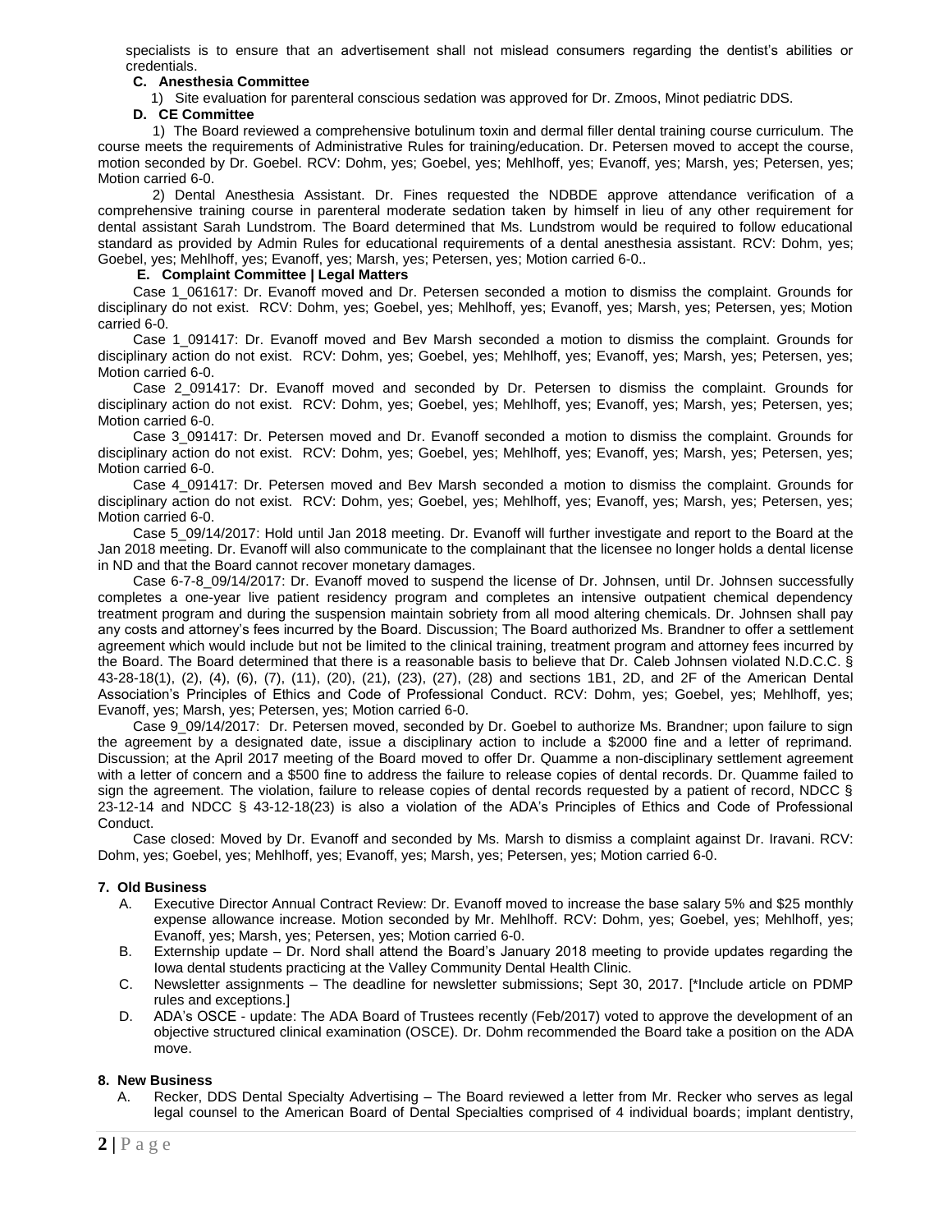specialists is to ensure that an advertisement shall not mislead consumers regarding the dentist's abilities or credentials.

**C. Anesthesia Committee**

1) Site evaluation for parenteral conscious sedation was approved for Dr. Zmoos, Minot pediatric DDS.

**D. CE Committee**

1) The Board reviewed a comprehensive botulinum toxin and dermal filler dental training course curriculum. The course meets the requirements of Administrative Rules for training/education. Dr. Petersen moved to accept the course, motion seconded by Dr. Goebel. RCV: Dohm, yes; Goebel, yes; Mehlhoff, yes; Evanoff, yes; Marsh, yes; Petersen, yes; Motion carried 6-0.

2) Dental Anesthesia Assistant. Dr. Fines requested the NDBDE approve attendance verification of a comprehensive training course in parenteral moderate sedation taken by himself in lieu of any other requirement for dental assistant Sarah Lundstrom. The Board determined that Ms. Lundstrom would be required to follow educational standard as provided by Admin Rules for educational requirements of a dental anesthesia assistant. RCV: Dohm, yes; Goebel, yes; Mehlhoff, yes; Evanoff, yes; Marsh, yes; Petersen, yes; Motion carried 6-0..

**E. Complaint Committee | Legal Matters**

Case 1_061617: Dr. Evanoff moved and Dr. Petersen seconded a motion to dismiss the complaint. Grounds for disciplinary do not exist. RCV: Dohm, yes; Goebel, yes; Mehlhoff, yes; Evanoff, yes; Marsh, yes; Petersen, yes; Motion carried 6-0.

Case 1_091417: Dr. Evanoff moved and Bev Marsh seconded a motion to dismiss the complaint. Grounds for disciplinary action do not exist. RCV: Dohm, yes; Goebel, yes; Mehlhoff, yes; Evanoff, yes; Marsh, yes; Petersen, yes; Motion carried 6-0.

Case 2_091417: Dr. Evanoff moved and seconded by Dr. Petersen to dismiss the complaint. Grounds for disciplinary action do not exist. RCV: Dohm, yes; Goebel, yes; Mehlhoff, yes; Evanoff, yes; Marsh, yes; Petersen, yes; Motion carried 6-0.

Case 3_091417: Dr. Petersen moved and Dr. Evanoff seconded a motion to dismiss the complaint. Grounds for disciplinary action do not exist. RCV: Dohm, yes; Goebel, yes; Mehlhoff, yes; Evanoff, yes; Marsh, yes; Petersen, yes; Motion carried 6-0.

Case 4_091417: Dr. Petersen moved and Bev Marsh seconded a motion to dismiss the complaint. Grounds for disciplinary action do not exist. RCV: Dohm, yes; Goebel, yes; Mehlhoff, yes; Evanoff, yes; Marsh, yes; Petersen, yes; Motion carried 6-0.

Case 5_09/14/2017: Hold until Jan 2018 meeting. Dr. Evanoff will further investigate and report to the Board at the Jan 2018 meeting. Dr. Evanoff will also communicate to the complainant that the licensee no longer holds a dental license in ND and that the Board cannot recover monetary damages.

Case 6-7-8_09/14/2017: Dr. Evanoff moved to suspend the license of Dr. Johnsen, until Dr. Johnsen successfully completes a one-year live patient residency program and completes an intensive outpatient chemical dependency treatment program and during the suspension maintain sobriety from all mood altering chemicals. Dr. Johnsen shall pay any costs and attorney's fees incurred by the Board. Discussion; The Board authorized Ms. Brandner to offer a settlement agreement which would include but not be limited to the clinical training, treatment program and attorney fees incurred by the Board. The Board determined that there is a reasonable basis to believe that Dr. Caleb Johnsen violated N.D.C.C. § 43-28-18(1), (2), (4), (6), (7), (11), (20), (21), (23), (27), (28) and sections 1B1, 2D, and 2F of the American Dental Association's Principles of Ethics and Code of Professional Conduct. RCV: Dohm, yes; Goebel, yes; Mehlhoff, yes; Evanoff, yes; Marsh, yes; Petersen, yes; Motion carried 6-0.

Case 9_09/14/2017: Dr. Petersen moved, seconded by Dr. Goebel to authorize Ms. Brandner; upon failure to sign the agreement by a designated date, issue a disciplinary action to include a $2000 fine and a letter of reprimand. Discussion; at the April 2017 meeting of the Board moved to offer Dr. Quamme a non-disciplinary settlement agreement with a letter of concern and a $500 fine to address the failure to release copies of dental records. Dr. Quamme failed to sign the agreement. The violation, failure to release copies of dental records requested by a patient of record, NDCC § 23-12-14 and NDCC § 43-12-18(23) is also a violation of the ADA's Principles of Ethics and Code of Professional Conduct.

Case closed: Moved by Dr. Evanoff and seconded by Ms. Marsh to dismiss a complaint against Dr. Iravani. RCV: Dohm, yes; Goebel, yes; Mehlhoff, yes; Evanoff, yes; Marsh, yes; Petersen, yes; Motion carried 6-0.

**7. Old Business**

A. Executive Director Annual Contract Review: Dr. Evanoff moved to increase the base salary 5% and $25 monthly expense allowance increase. Motion seconded by Mr. Mehlhoff. RCV: Dohm, yes; Goebel, yes; Mehlhoff, yes; Evanoff, yes; Marsh, yes; Petersen, yes; Motion carried 6-0.

B. Externship update – Dr. Nord shall attend the Board's January 2018 meeting to provide updates regarding the Iowa dental students practicing at the Valley Community Dental Health Clinic.

C. Newsletter assignments – The deadline for newsletter submissions; Sept 30, 2017. [*Include article on PDMP rules and exceptions.]

D. ADA's OSCE - update: The ADA Board of Trustees recently (Feb/2017) voted to approve the development of an objective structured clinical examination (OSCE). Dr. Dohm recommended the Board take a position on the ADA move.

**8. New Business**

A. Recker, DDS Dental Specialty Advertising – The Board reviewed a letter from Mr. Recker who serves as legal legal counsel to the American Board of Dental Specialties comprised of 4 individual boards; implant dentistry,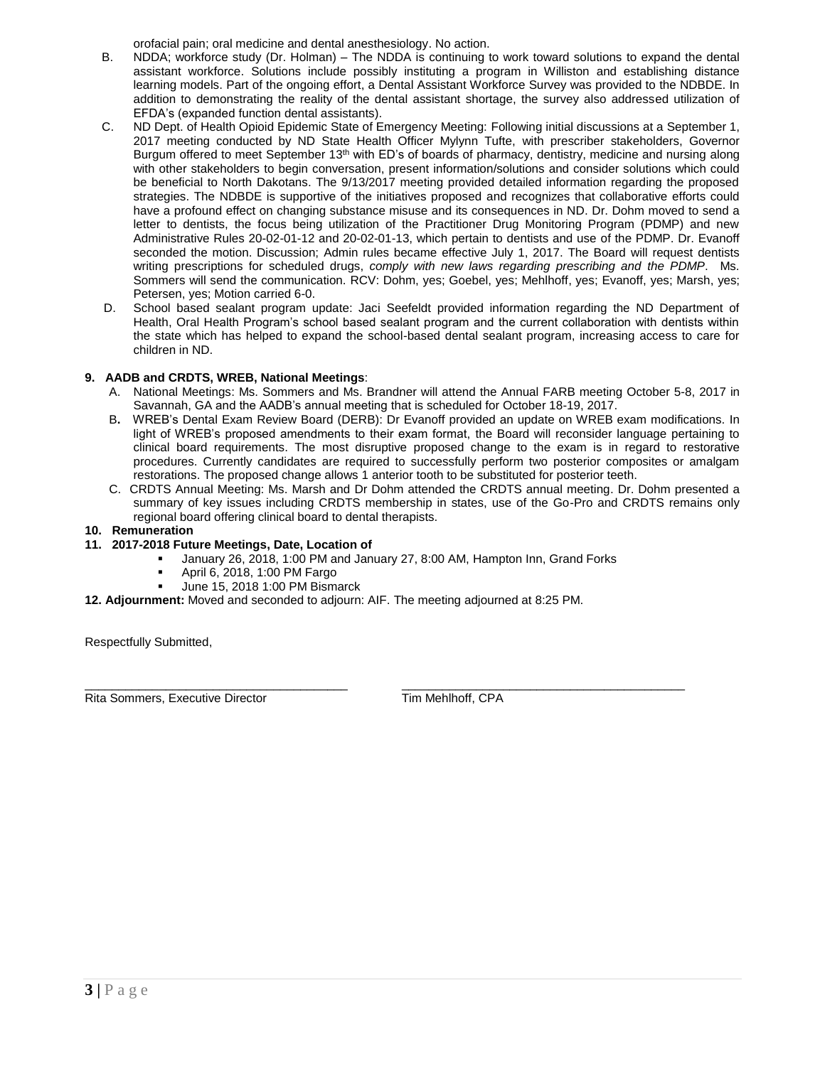orofacial pain; oral medicine and dental anesthesiology. No action.

B. NDDA; workforce study (Dr. Holman) – The NDDA is continuing to work toward solutions to expand the dental assistant workforce. Solutions include possibly instituting a program in Williston and establishing distance learning models. Part of the ongoing effort, a Dental Assistant Workforce Survey was provided to the NDBDE. In addition to demonstrating the reality of the dental assistant shortage, the survey also addressed utilization of EFDA's (expanded function dental assistants).

C. ND Dept. of Health Opioid Epidemic State of Emergency Meeting: Following initial discussions at a September 1, 2017 meeting conducted by ND State Health Officer Mylynn Tufte, with prescriber stakeholders, Governor Burgum offered to meet September 13th with ED's of boards of pharmacy, dentistry, medicine and nursing along with other stakeholders to begin conversation, present information/solutions and consider solutions which could be beneficial to North Dakotans. The 9/13/2017 meeting provided detailed information regarding the proposed strategies. The NDBDE is supportive of the initiatives proposed and recognizes that collaborative efforts could have a profound effect on changing substance misuse and its consequences in ND. Dr. Dohm moved to send a letter to dentists, the focus being utilization of the Practitioner Drug Monitoring Program (PDMP) and new Administrative Rules 20-02-01-12 and 20-02-01-13, which pertain to dentists and use of the PDMP. Dr. Evanoff seconded the motion. Discussion; Admin rules became effective July 1, 2017. The Board will request dentists writing prescriptions for scheduled drugs, *comply with new laws regarding prescribing and the PDMP*. Ms. Sommers will send the communication. RCV: Dohm, yes; Goebel, yes; Mehlhoff, yes; Evanoff, yes; Marsh, yes; Petersen, yes; Motion carried 6-0.

D. School based sealant program update: Jaci Seefeldt provided information regarding the ND Department of Health, Oral Health Program's school based sealant program and the current collaboration with dentists within the state which has helped to expand the school-based dental sealant program, increasing access to care for children in ND.

**9. AADB and CRDTS, WREB, National Meetings**:

A. National Meetings: Ms. Sommers and Ms. Brandner will attend the Annual FARB meeting October 5-8, 2017 in Savannah, GA and the AADB's annual meeting that is scheduled for October 18-19, 2017.

B. WREB's Dental Exam Review Board (DERB): Dr Evanoff provided an update on WREB exam modifications. In light of WREB's proposed amendments to their exam format, the Board will reconsider language pertaining to clinical board requirements. The most disruptive proposed change to the exam is in regard to restorative procedures. Currently candidates are required to successfully perform two posterior composites or amalgam restorations. The proposed change allows 1 anterior tooth to be substituted for posterior teeth.

C. CRDTS Annual Meeting: Ms. Marsh and Dr Dohm attended the CRDTS annual meeting. Dr. Dohm presented a summary of key issues including CRDTS membership in states, use of the Go-Pro and CRDTS remains only regional board offering clinical board to dental therapists.

**10. Remuneration**

**11. 2017-2018 Future Meetings, Date, Location of**

- January 26, 2018, 1:00 PM and January 27, 8:00 AM, Hampton Inn, Grand Forks
- April 6, 2018, 1:00 PM Fargo
- June 15, 2018 1:00 PM Bismarck

**12. Adjournment:** Moved and seconded to adjourn: AIF. The meeting adjourned at 8:25 PM.

Respectfully Submitted,

\_\_\_\_\_\_\_\_\_\_\_\_\_\_\_\_\_\_\_\_\_\_\_\_\_\_\_\_\_\_\_\_\_\_\_\_\_\_ \_\_\_\_\_\_\_\_\_\_\_\_\_\_\_\_\_\_\_\_\_\_\_\_\_\_\_\_\_\_\_\_\_\_\_\_\_\_\_\_\_\_

Rita Sommers, Executive Director Tim Mehlhoff, CPA